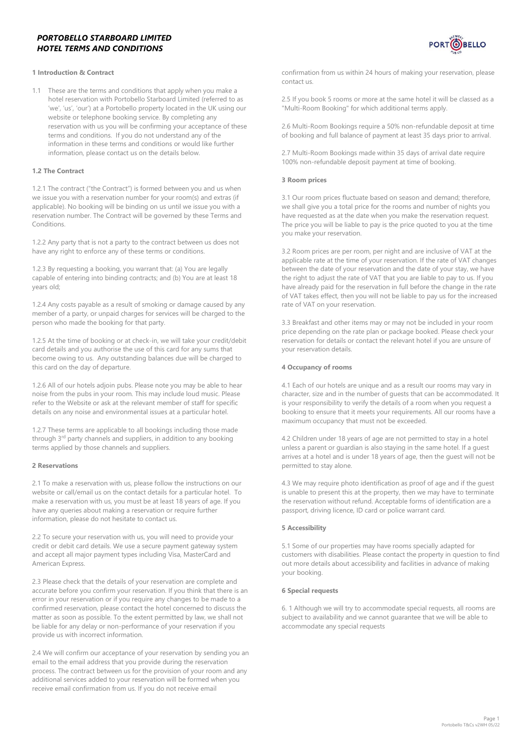# *PORTOBELLO STARBOARD LIMITED HOTEL TERMS AND CONDITIONS*

### 1 Introduction & Contract

1.1 These are the terms and conditions that apply when you make a hotel reservation with Portobello Starboard Limited (referred to as 'we', 'us', 'our') at a Portobello property located in the UK using our website or telephone booking service. By completing any reservation with us you will be confirming your acceptance of these terms and conditions. If you do not understand any of the information in these terms and conditions or would like further information, please contact us on the details below.

### 1.2 The Contract

1.2.1 The contract ("the Contract") is formed between you and us when we issue you with a reservation number for your room(s) and extras (if applicable). No booking will be binding on us until we issue you with a reservation number. The Contract will be governed by these Terms and Conditions.

1.2.2 Any party that is not a party to the contract between us does not have any right to enforce any of these terms or conditions.

1.2.3 By requesting a booking, you warrant that: (a) You are legally capable of entering into binding contracts; and (b) You are at least 18 years old;

1.2.4 Any costs payable as a result of smoking or damage caused by any member of a party, or unpaid charges for services will be charged to the person who made the booking for that party.

1.2.5 At the time of booking or at check-in, we will take your credit/debit card details and you authorise the use of this card for any sums that become owing to us. Any outstanding balances due will be charged to this card on the day of departure.

1.2.6 All of our hotels adjoin pubs. Please note you may be able to hear noise from the pubs in your room. This may include loud music. Please refer to the Website or ask at the relevant member of staff for specific details on any noise and environmental issues at a particular hotel.

1.2.7 These terms are applicable to all bookings including those made through 3rd party channels and suppliers, in addition to any booking terms applied by those channels and suppliers.

### 2 Reservations

2.1 To make a reservation with us, please follow the instructions on our website or call/email us on the contact details for a particular hotel. To make a reservation with us, you must be at least 18 years of age. If you have any queries about making a reservation or require further information, please do not hesitate to contact us.

2.2 To secure your reservation with us, you will need to provide your credit or debit card details. We use a secure payment gateway system and accept all major payment types including Visa, MasterCard and American Express.

2.3 Please check that the details of your reservation are complete and accurate before you confirm your reservation. If you think that there is an error in your reservation or if you require any changes to be made to a confirmed reservation, please contact the hotel concerned to discuss the matter as soon as possible. To the extent permitted by law, we shall not be liable for any delay or non-performance of your reservation if you provide us with incorrect information.

2.4 We will confirm our acceptance of your reservation by sending you an email to the email address that you provide during the reservation process. The contract between us for the provision of your room and any additional services added to your reservation will be formed when you receive email confirmation from us. If you do not receive email confirmation from us within 24 hours of making your reservation, please contact us.

2.5 If you book 5 rooms or more at the same hotel it will be classed as a "Multi-Room Booking" for which additional terms apply.

2.6 Multi-Room Bookings require a 50% non-refundable deposit at time of booking and full balance of payment at least 35 days prior to arrival.

2.7 Multi-Room Bookings made within 35 days of arrival date require 100% non-refundable deposit payment at time of booking.

### 3 Room prices

3.1 Our room prices fluctuate based on season and demand; therefore, we shall give you a total price for the rooms and number of nights you have requested as at the date when you make the reservation request. The price you will be liable to pay is the price quoted to you at the time you make your reservation.

3.2 Room prices are per room, per night and are inclusive of VAT at the applicable rate at the time of your reservation. If the rate of VAT changes between the date of your reservation and the date of your stay, we have the right to adjust the rate of VAT that you are liable to pay to us. If you have already paid for the reservation in full before the change in the rate of VAT takes effect, then you will not be liable to pay us for the increased rate of VAT on your reservation.

3.3 Breakfast and other items may or may not be included in your room price depending on the rate plan or package booked. Please check your reservation for details or contact the relevant hotel if you are unsure of your reservation details.

### 4 Occupancy of rooms

4.1 Each of our hotels are unique and as a result our rooms may vary in character, size and in the number of guests that can be accommodated. It is your responsibility to verify the details of a room when you request a booking to ensure that it meets your requirements. All our rooms have a maximum occupancy that must not be exceeded.

4.2 Children under 18 years of age are not permitted to stay in a hotel unless a parent or guardian is also staying in the same hotel. If a guest arrives at a hotel and is under 18 years of age, then the guest will not be permitted to stay alone.

4.3 We may require photo identification as proof of age and if the guest is unable to present this at the property, then we may have to terminate the reservation without refund. Acceptable forms of identification are a passport, driving licence, ID card or police warrant card.

### 5 Accessibility

5.1 Some of our properties may have rooms specially adapted for customers with disabilities. Please contact the property in question to find out more details about accessibility and facilities in advance of making your booking.

### 6 Special requests

6. 1 Although we will try to accommodate special requests, all rooms are subject to availability and we cannot guarantee that we will be able to accommodate any special requests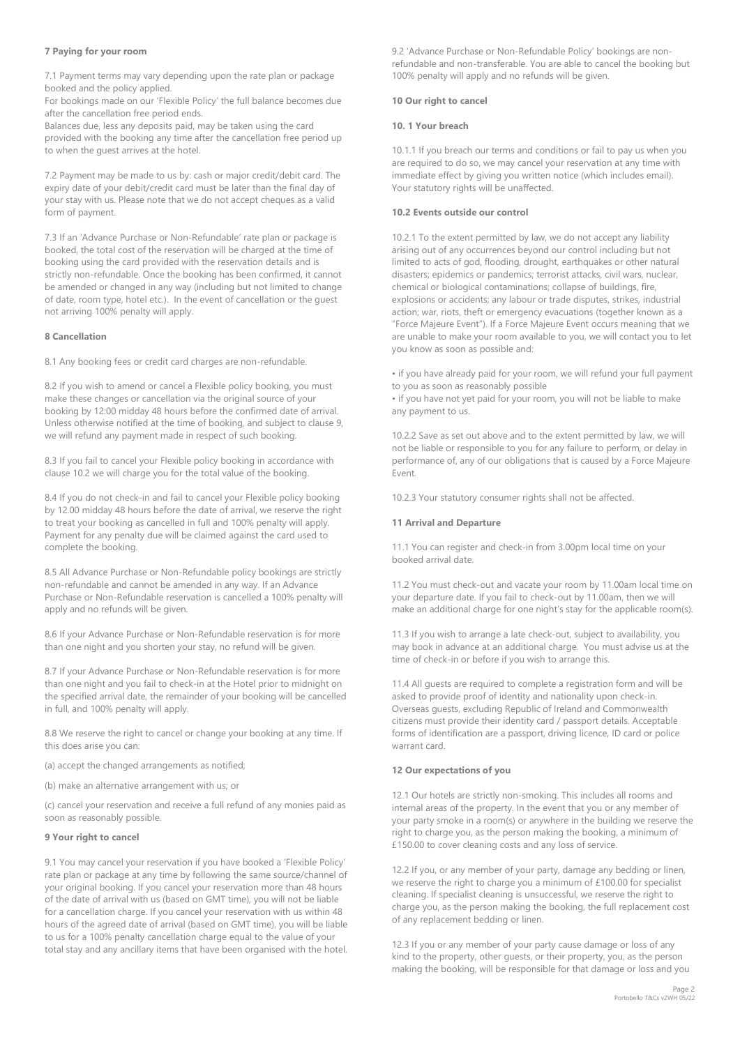**7 Paying for your room**

7.1 Payment terms may vary depending upon the rate plan or package booked and the policy applied.
For bookings made on our 'Flexible Policy' the full balance becomes due after the cancellation free period ends.
Balances due, less any deposits paid, may be taken using the card provided with the booking any time after the cancellation free period up to when the guest arrives at the hotel.

7.2 Payment may be made to us by: cash or major credit/debit card. The expiry date of your debit/credit card must be later than the final day of your stay with us. Please note that we do not accept cheques as a valid form of payment.

7.3 If an 'Advance Purchase or Non-Refundable' rate plan or package is booked, the total cost of the reservation will be charged at the time of booking using the card provided with the reservation details and is strictly non-refundable. Once the booking has been confirmed, it cannot be amended or changed in any way (including but not limited to change of date, room type, hotel etc.). In the event of cancellation or the guest not arriving 100% penalty will apply.

**8 Cancellation**

8.1 Any booking fees or credit card charges are non-refundable.

8.2 If you wish to amend or cancel a Flexible policy booking, you must make these changes or cancellation via the original source of your booking by 12:00 midday 48 hours before the confirmed date of arrival. Unless otherwise notified at the time of booking, and subject to clause 9, we will refund any payment made in respect of such booking.

8.3 If you fail to cancel your Flexible policy booking in accordance with clause 10.2 we will charge you for the total value of the booking.

8.4 If you do not check-in and fail to cancel your Flexible policy booking by 12.00 midday 48 hours before the date of arrival, we reserve the right to treat your booking as cancelled in full and 100% penalty will apply. Payment for any penalty due will be claimed against the card used to complete the booking.

8.5 All Advance Purchase or Non-Refundable policy bookings are strictly non-refundable and cannot be amended in any way. If an Advance Purchase or Non-Refundable reservation is cancelled a 100% penalty will apply and no refunds will be given.

8.6 If your Advance Purchase or Non-Refundable reservation is for more than one night and you shorten your stay, no refund will be given.

8.7 If your Advance Purchase or Non-Refundable reservation is for more than one night and you fail to check-in at the Hotel prior to midnight on the specified arrival date, the remainder of your booking will be cancelled in full, and 100% penalty will apply.

8.8 We reserve the right to cancel or change your booking at any time. If this does arise you can:

(a) accept the changed arrangements as notified;

(b) make an alternative arrangement with us; or

(c) cancel your reservation and receive a full refund of any monies paid as soon as reasonably possible.

**9 Your right to cancel**

9.1 You may cancel your reservation if you have booked a 'Flexible Policy' rate plan or package at any time by following the same source/channel of your original booking. If you cancel your reservation more than 48 hours of the date of arrival with us (based on GMT time), you will not be liable for a cancellation charge. If you cancel your reservation with us within 48 hours of the agreed date of arrival (based on GMT time), you will be liable to us for a 100% penalty cancellation charge equal to the value of your total stay and any ancillary items that have been organised with the hotel.

9.2 'Advance Purchase or Non-Refundable Policy' bookings are non-refundable and non-transferable. You are able to cancel the booking but 100% penalty will apply and no refunds will be given.

**10 Our right to cancel**

**10. 1 Your breach**

10.1.1 If you breach our terms and conditions or fail to pay us when you are required to do so, we may cancel your reservation at any time with immediate effect by giving you written notice (which includes email). Your statutory rights will be unaffected.

**10.2 Events outside our control**

10.2.1 To the extent permitted by law, we do not accept any liability arising out of any occurrences beyond our control including but not limited to acts of god, flooding, drought, earthquakes or other natural disasters; epidemics or pandemics; terrorist attacks, civil wars, nuclear, chemical or biological contaminations; collapse of buildings, fire, explosions or accidents; any labour or trade disputes, strikes, industrial action; war, riots, theft or emergency evacuations (together known as a "Force Majeure Event"). If a Force Majeure Event occurs meaning that we are unable to make your room available to you, we will contact you to let you know as soon as possible and:

- if you have already paid for your room, we will refund your full payment to you as soon as reasonably possible
- if you have not yet paid for your room, you will not be liable to make any payment to us.

10.2.2 Save as set out above and to the extent permitted by law, we will not be liable or responsible to you for any failure to perform, or delay in performance of, any of our obligations that is caused by a Force Majeure Event.

10.2.3 Your statutory consumer rights shall not be affected.

**11 Arrival and Departure**

11.1 You can register and check-in from 3.00pm local time on your booked arrival date.

11.2 You must check-out and vacate your room by 11.00am local time on your departure date. If you fail to check-out by 11.00am, then we will make an additional charge for one night's stay for the applicable room(s).

11.3 If you wish to arrange a late check-out, subject to availability, you may book in advance at an additional charge. You must advise us at the time of check-in or before if you wish to arrange this.

11.4 All guests are required to complete a registration form and will be asked to provide proof of identity and nationality upon check-in. Overseas guests, excluding Republic of Ireland and Commonwealth citizens must provide their identity card / passport details. Acceptable forms of identification are a passport, driving licence, ID card or police warrant card.

**12 Our expectations of you**

12.1 Our hotels are strictly non-smoking. This includes all rooms and internal areas of the property. In the event that you or any member of your party smoke in a room(s) or anywhere in the building we reserve the right to charge you, as the person making the booking, a minimum of £150.00 to cover cleaning costs and any loss of service.

12.2 If you, or any member of your party, damage any bedding or linen, we reserve the right to charge you a minimum of £100.00 for specialist cleaning. If specialist cleaning is unsuccessful, we reserve the right to charge you, as the person making the booking, the full replacement cost of any replacement bedding or linen.

12.3 If you or any member of your party cause damage or loss of any kind to the property, other guests, or their property, you, as the person making the booking, will be responsible for that damage or loss and you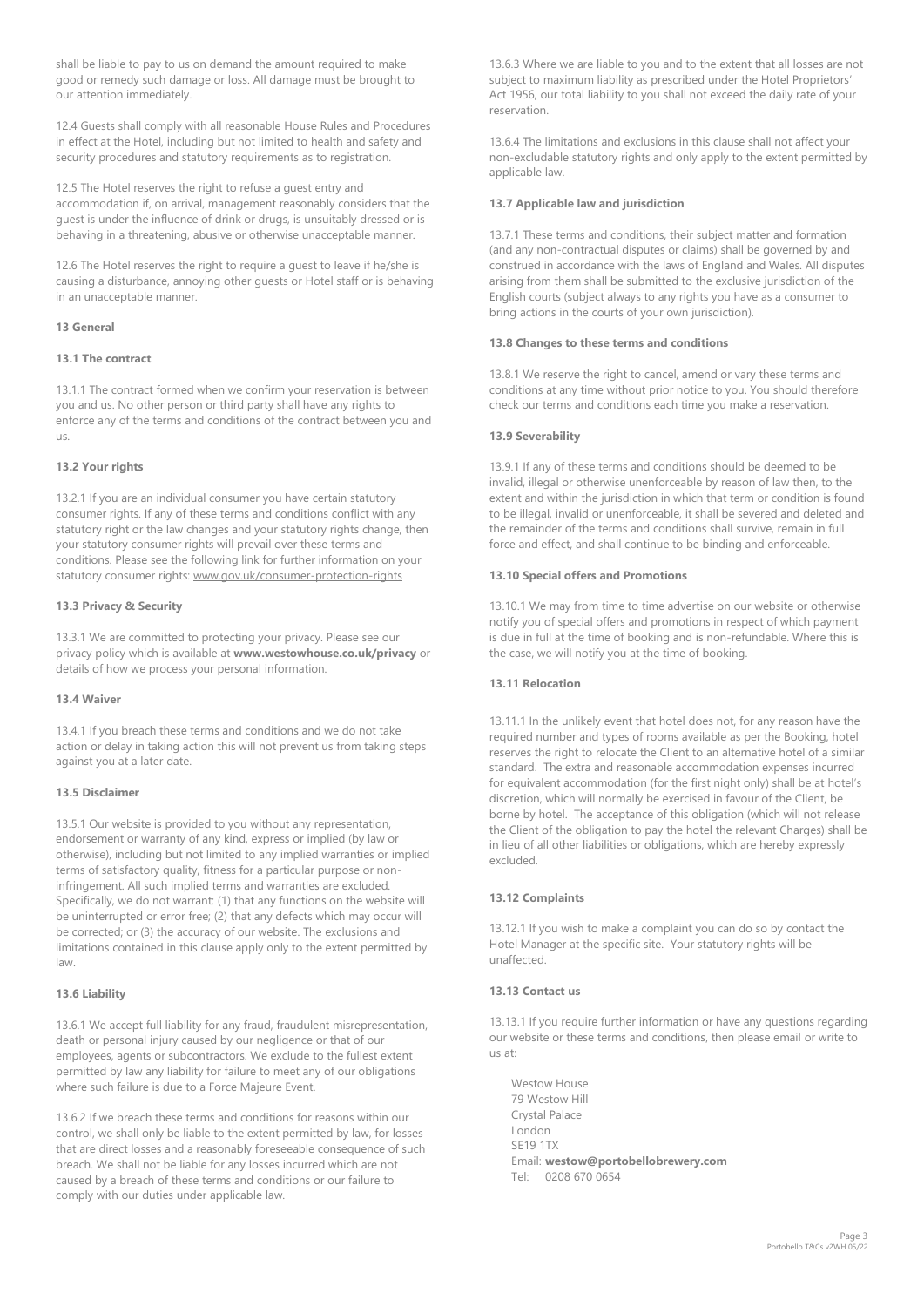shall be liable to pay to us on demand the amount required to make good or remedy such damage or loss. All damage must be brought to our attention immediately.

12.4 Guests shall comply with all reasonable House Rules and Procedures in effect at the Hotel, including but not limited to health and safety and security procedures and statutory requirements as to registration.

12.5 The Hotel reserves the right to refuse a guest entry and accommodation if, on arrival, management reasonably considers that the guest is under the influence of drink or drugs, is unsuitably dressed or is behaving in a threatening, abusive or otherwise unacceptable manner.

12.6 The Hotel reserves the right to require a guest to leave if he/she is causing a disturbance, annoying other guests or Hotel staff or is behaving in an unacceptable manner.

## 13 General

### 13.1 The contract

13.1.1 The contract formed when we confirm your reservation is between you and us. No other person or third party shall have any rights to enforce any of the terms and conditions of the contract between you and us.

### 13.2 Your rights

13.2.1 If you are an individual consumer you have certain statutory consumer rights. If any of these terms and conditions conflict with any statutory right or the law changes and your statutory rights change, then your statutory consumer rights will prevail over these terms and conditions. Please see the following link for further information on your statutory consumer rights: www.gov.uk/consumer-protection-rights

### 13.3 Privacy & Security

13.3.1 We are committed to protecting your privacy. Please see our privacy policy which is available at **www.westowhouse.co.uk/privacy** or details of how we process your personal information.

### 13.4 Waiver

13.4.1 If you breach these terms and conditions and we do not take action or delay in taking action this will not prevent us from taking steps against you at a later date.

### 13.5 Disclaimer

13.5.1 Our website is provided to you without any representation, endorsement or warranty of any kind, express or implied (by law or otherwise), including but not limited to any implied warranties or implied terms of satisfactory quality, fitness for a particular purpose or non-infringement. All such implied terms and warranties are excluded. Specifically, we do not warrant: (1) that any functions on the website will be uninterrupted or error free; (2) that any defects which may occur will be corrected; or (3) the accuracy of our website. The exclusions and limitations contained in this clause apply only to the extent permitted by law.

### 13.6 Liability

13.6.1 We accept full liability for any fraud, fraudulent misrepresentation, death or personal injury caused by our negligence or that of our employees, agents or subcontractors. We exclude to the fullest extent permitted by law any liability for failure to meet any of our obligations where such failure is due to a Force Majeure Event.

13.6.2 If we breach these terms and conditions for reasons within our control, we shall only be liable to the extent permitted by law, for losses that are direct losses and a reasonably foreseeable consequence of such breach. We shall not be liable for any losses incurred which are not caused by a breach of these terms and conditions or our failure to comply with our duties under applicable law.

13.6.3 Where we are liable to you and to the extent that all losses are not subject to maximum liability as prescribed under the Hotel Proprietors' Act 1956, our total liability to you shall not exceed the daily rate of your reservation.

13.6.4 The limitations and exclusions in this clause shall not affect your non-excludable statutory rights and only apply to the extent permitted by applicable law.

### 13.7 Applicable law and jurisdiction

13.7.1 These terms and conditions, their subject matter and formation (and any non-contractual disputes or claims) shall be governed by and construed in accordance with the laws of England and Wales. All disputes arising from them shall be submitted to the exclusive jurisdiction of the English courts (subject always to any rights you have as a consumer to bring actions in the courts of your own jurisdiction).

### 13.8 Changes to these terms and conditions

13.8.1 We reserve the right to cancel, amend or vary these terms and conditions at any time without prior notice to you. You should therefore check our terms and conditions each time you make a reservation.

### 13.9 Severability

13.9.1 If any of these terms and conditions should be deemed to be invalid, illegal or otherwise unenforceable by reason of law then, to the extent and within the jurisdiction in which that term or condition is found to be illegal, invalid or unenforceable, it shall be severed and deleted and the remainder of the terms and conditions shall survive, remain in full force and effect, and shall continue to be binding and enforceable.

### 13.10 Special offers and Promotions

13.10.1 We may from time to time advertise on our website or otherwise notify you of special offers and promotions in respect of which payment is due in full at the time of booking and is non-refundable. Where this is the case, we will notify you at the time of booking.

### 13.11 Relocation

13.11.1 In the unlikely event that hotel does not, for any reason have the required number and types of rooms available as per the Booking, hotel reserves the right to relocate the Client to an alternative hotel of a similar standard. The extra and reasonable accommodation expenses incurred for equivalent accommodation (for the first night only) shall be at hotel's discretion, which will normally be exercised in favour of the Client, be borne by hotel. The acceptance of this obligation (which will not release the Client of the obligation to pay the hotel the relevant Charges) shall be in lieu of all other liabilities or obligations, which are hereby expressly excluded.

### 13.12 Complaints

13.12.1 If you wish to make a complaint you can do so by contact the Hotel Manager at the specific site. Your statutory rights will be unaffected.

### 13.13 Contact us

13.13.1 If you require further information or have any questions regarding our website or these terms and conditions, then please email or write to us at:

Westow House
79 Westow Hill
Crystal Palace
London
SE19 1TX
Email: **westow@portobellobrewery.com**
Tel: 0208 670 0654